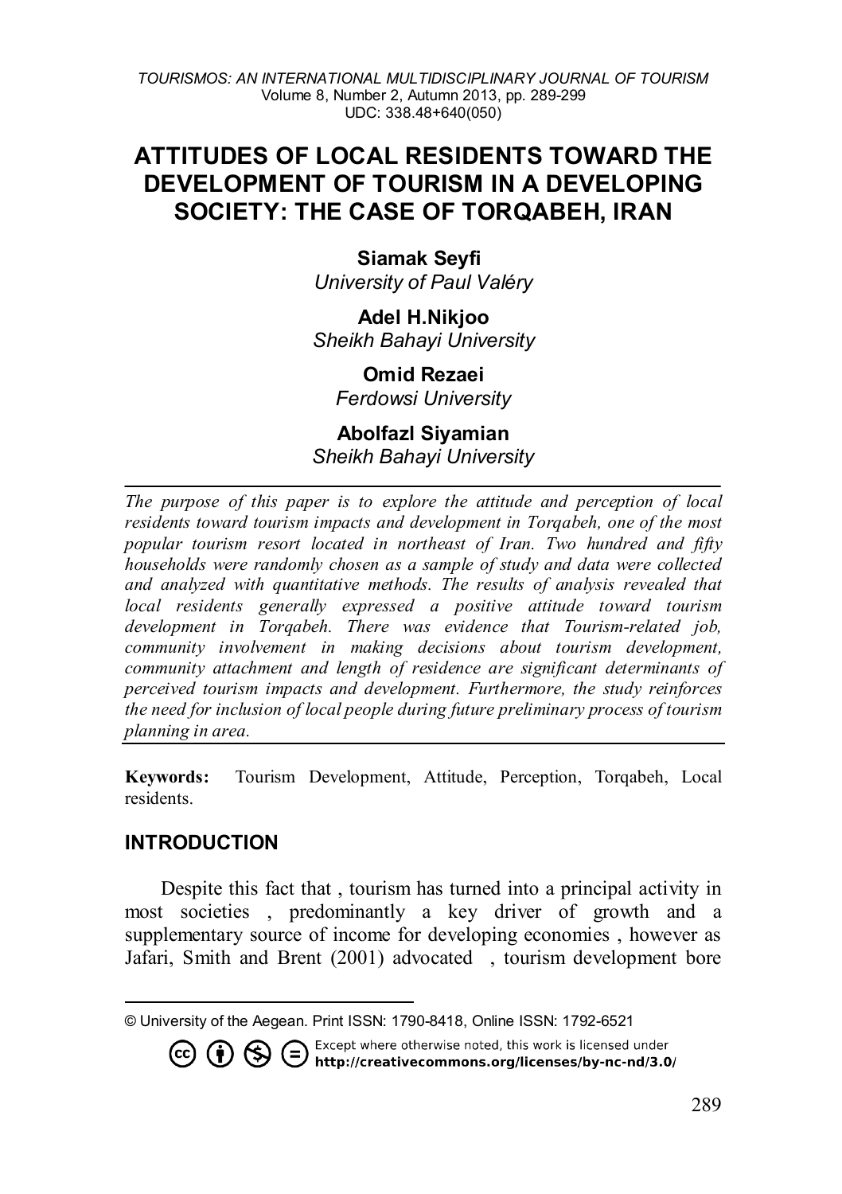# ATTITUDES OF LOCAL RESIDENTS TOWARD THE DEVELOPMENT OF TOURISM IN A DEVELOPING SOCIETY: THE CASE OF TORQABEH, IRAN

**Siamak Seyfi**
*University of Paul Valéry*

**Adel H.Nikjoo**
*Sheikh Bahayi University*

**Omid Rezaei**
*Ferdowsi University*

**Abolfazl Siyamian**
*Sheikh Bahayi University*

---

*The purpose of this paper is to explore the attitude and perception of local residents toward tourism impacts and development in Torqabeh, one of the most popular tourism resort located in northeast of Iran. Two hundred and fifty households were randomly chosen as a sample of study and data were collected and analyzed with quantitative methods. The results of analysis revealed that local residents generally expressed a positive attitude toward tourism development in Torqabeh. There was evidence that Tourism-related job, community involvement in making decisions about tourism development, community attachment and length of residence are significant determinants of perceived tourism impacts and development. Furthermore, the study reinforces the need for inclusion of local people during future preliminary process of tourism planning in area.*

---

**Keywords:** Tourism Development, Attitude, Perception, Torqabeh, Local residents.

## INTRODUCTION

Despite this fact that , tourism has turned into a principal activity in most societies , predominantly a key driver of growth and a supplementary source of income for developing economies , however as Jafari, Smith and Brent (2001) advocated , tourism development bore

---

© University of the Aegean. Print ISSN: 1790-8418, Online ISSN: 1792-6521

Except where otherwise noted, this work is licensed under http://creativecommons.org/licenses/by-nc-nd/3.0/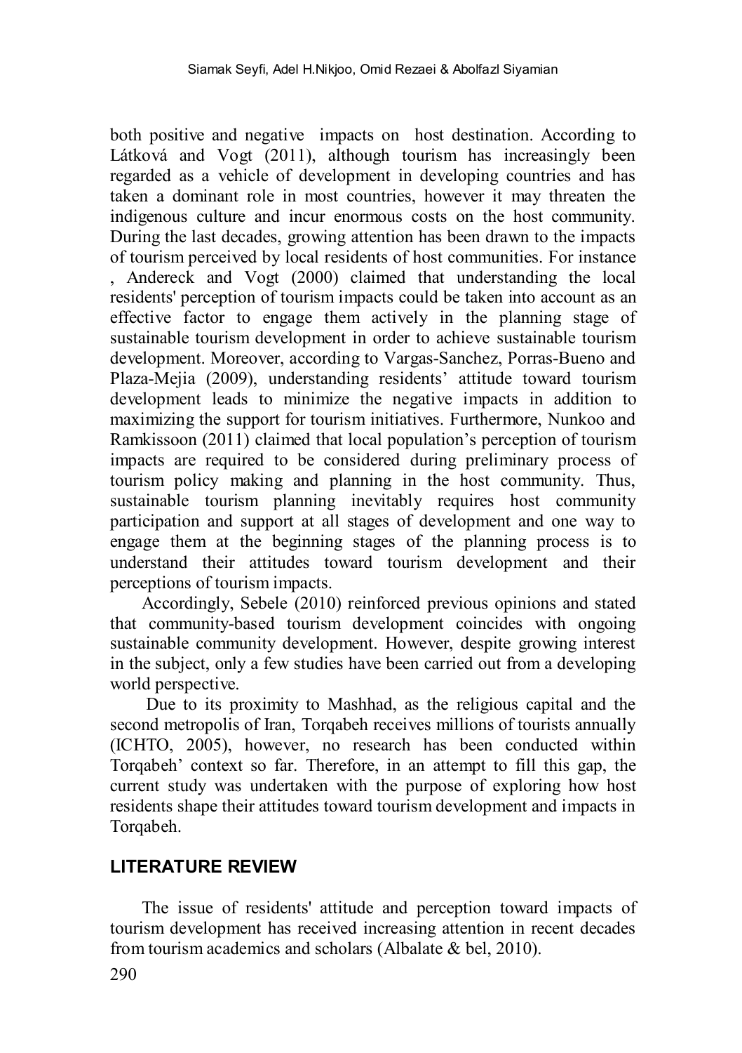both positive and negative impacts on host destination. According to Látková and Vogt (2011), although tourism has increasingly been regarded as a vehicle of development in developing countries and has taken a dominant role in most countries, however it may threaten the indigenous culture and incur enormous costs on the host community. During the last decades, growing attention has been drawn to the impacts of tourism perceived by local residents of host communities. For instance , Andereck and Vogt (2000) claimed that understanding the local residents' perception of tourism impacts could be taken into account as an effective factor to engage them actively in the planning stage of sustainable tourism development in order to achieve sustainable tourism development. Moreover, according to Vargas-Sanchez, Porras-Bueno and Plaza-Mejia (2009), understanding residents' attitude toward tourism development leads to minimize the negative impacts in addition to maximizing the support for tourism initiatives. Furthermore, Nunkoo and Ramkissoon (2011) claimed that local population's perception of tourism impacts are required to be considered during preliminary process of tourism policy making and planning in the host community. Thus, sustainable tourism planning inevitably requires host community participation and support at all stages of development and one way to engage them at the beginning stages of the planning process is to understand their attitudes toward tourism development and their perceptions of tourism impacts.

Accordingly, Sebele (2010) reinforced previous opinions and stated that community-based tourism development coincides with ongoing sustainable community development. However, despite growing interest in the subject, only a few studies have been carried out from a developing world perspective.

Due to its proximity to Mashhad, as the religious capital and the second metropolis of Iran, Torqabeh receives millions of tourists annually (ICHTO, 2005), however, no research has been conducted within Torqabeh' context so far. Therefore, in an attempt to fill this gap, the current study was undertaken with the purpose of exploring how host residents shape their attitudes toward tourism development and impacts in Torqabeh.

## LITERATURE REVIEW

The issue of residents' attitude and perception toward impacts of tourism development has received increasing attention in recent decades from tourism academics and scholars (Albalate & bel, 2010).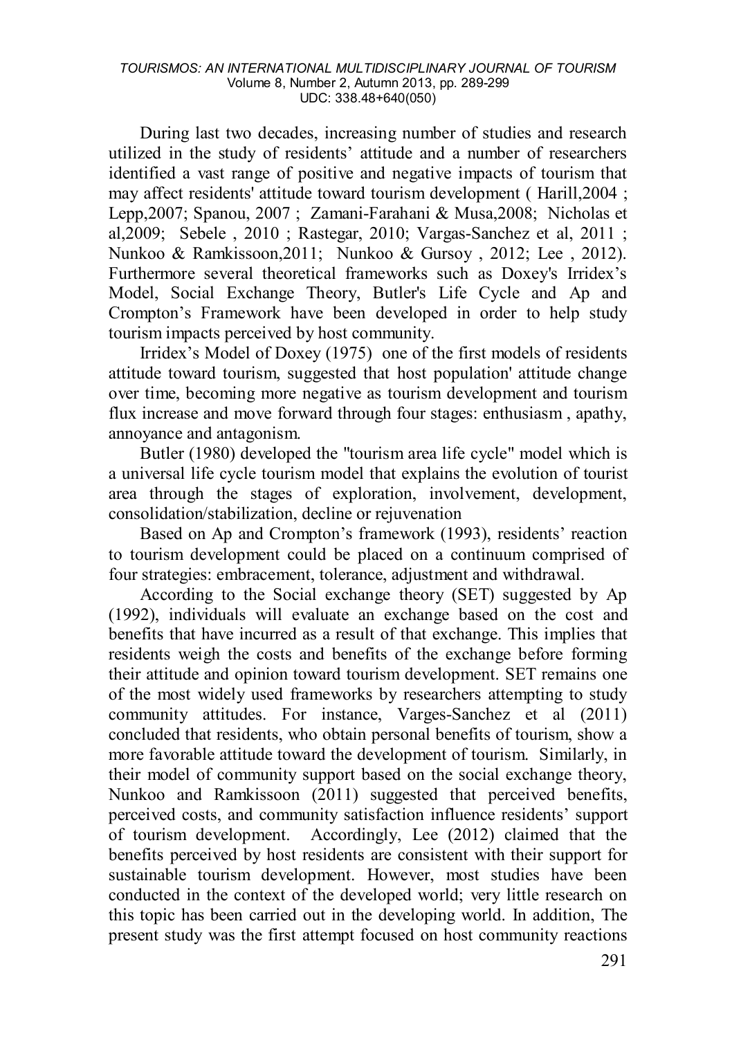During last two decades, increasing number of studies and research utilized in the study of residents' attitude and a number of researchers identified a vast range of positive and negative impacts of tourism that may affect residents' attitude toward tourism development ( Harill,2004 ; Lepp,2007; Spanou, 2007 ; Zamani-Farahani & Musa,2008; Nicholas et al,2009; Sebele , 2010 ; Rastegar, 2010; Vargas-Sanchez et al, 2011 ; Nunkoo & Ramkissooon,2011; Nunkoo & Gursoy , 2012; Lee , 2012). Furthermore several theoretical frameworks such as Doxey's Irridex's Model, Social Exchange Theory, Butler's Life Cycle and Ap and Crompton's Framework have been developed in order to help study tourism impacts perceived by host community.

Irridex's Model of Doxey (1975) one of the first models of residents attitude toward tourism, suggested that host population' attitude change over time, becoming more negative as tourism development and tourism flux increase and move forward through four stages: enthusiasm , apathy, annoyance and antagonism.

Butler (1980) developed the "tourism area life cycle" model which is a universal life cycle tourism model that explains the evolution of tourist area through the stages of exploration, involvement, development, consolidation/stabilization, decline or rejuvenation

Based on Ap and Crompton's framework (1993), residents' reaction to tourism development could be placed on a continuum comprised of four strategies: embracement, tolerance, adjustment and withdrawal.

According to the Social exchange theory (SET) suggested by Ap (1992), individuals will evaluate an exchange based on the cost and benefits that have incurred as a result of that exchange. This implies that residents weigh the costs and benefits of the exchange before forming their attitude and opinion toward tourism development. SET remains one of the most widely used frameworks by researchers attempting to study community attitudes. For instance, Varges-Sanchez et al (2011) concluded that residents, who obtain personal benefits of tourism, show a more favorable attitude toward the development of tourism. Similarly, in their model of community support based on the social exchange theory, Nunkoo and Ramkissoon (2011) suggested that perceived benefits, perceived costs, and community satisfaction influence residents' support of tourism development. Accordingly, Lee (2012) claimed that the benefits perceived by host residents are consistent with their support for sustainable tourism development. However, most studies have been conducted in the context of the developed world; very little research on this topic has been carried out in the developing world. In addition, The present study was the first attempt focused on host community reactions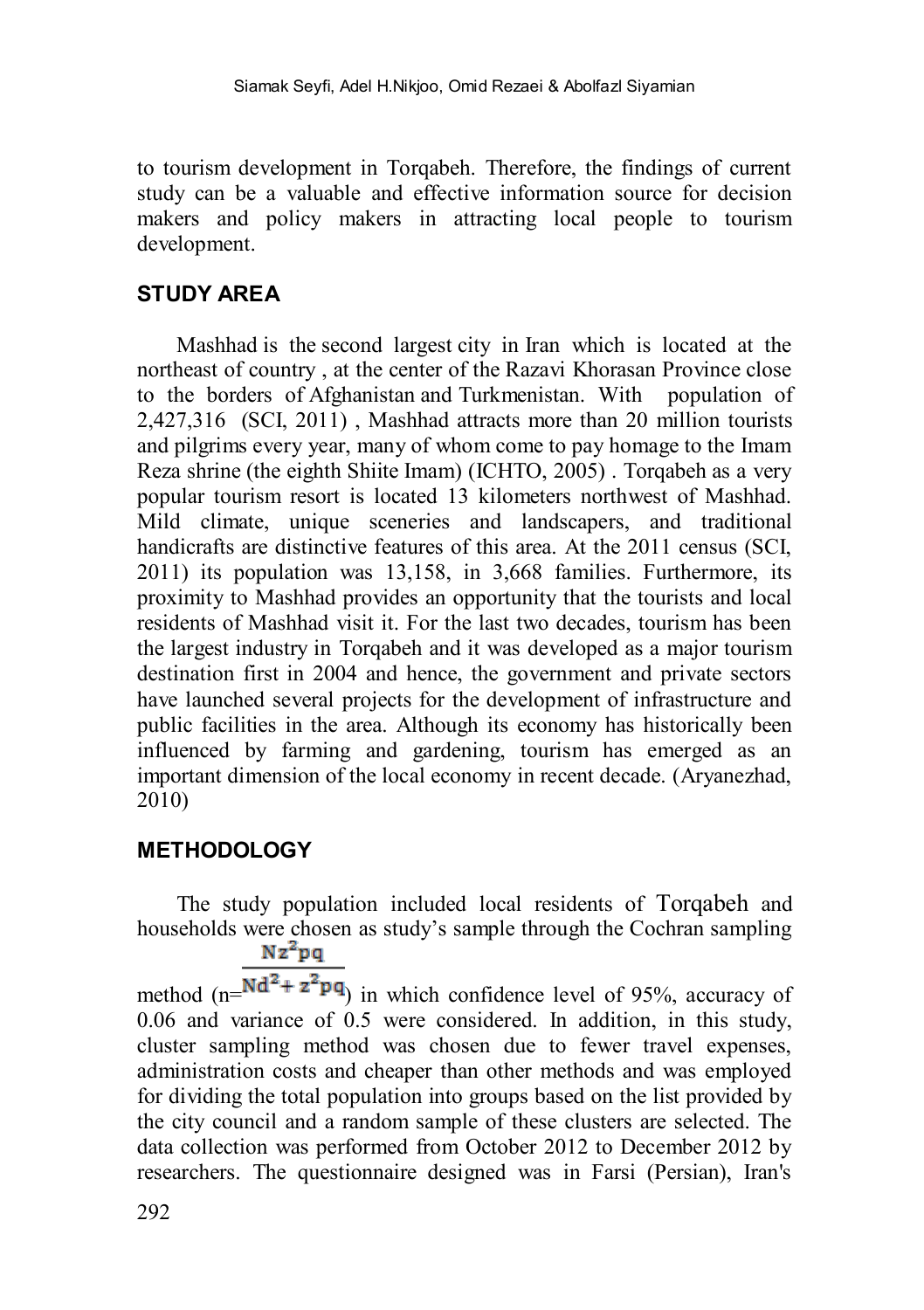to tourism development in Torqabeh. Therefore, the findings of current study can be a valuable and effective information source for decision makers and policy makers in attracting local people to tourism development.

## STUDY AREA

Mashhad is the second largest city in Iran which is located at the northeast of country , at the center of the Razavi Khorasan Province close to the borders of Afghanistan and Turkmenistan. With population of 2,427,316 (SCI, 2011) , Mashhad attracts more than 20 million tourists and pilgrims every year, many of whom come to pay homage to the Imam Reza shrine (the eighth Shiite Imam) (ICHTO, 2005) . Torqabeh as a very popular tourism resort is located 13 kilometers northwest of Mashhad. Mild climate, unique sceneries and landscapers, and traditional handicrafts are distinctive features of this area. At the 2011 census (SCI, 2011) its population was 13,158, in 3,668 families. Furthermore, its proximity to Mashhad provides an opportunity that the tourists and local residents of Mashhad visit it. For the last two decades, tourism has been the largest industry in Torqabeh and it was developed as a major tourism destination first in 2004 and hence, the government and private sectors have launched several projects for the development of infrastructure and public facilities in the area. Although its economy has historically been influenced by farming and gardening, tourism has emerged as an important dimension of the local economy in recent decade. (Aryanezhad, 2010)

## METHODOLOGY

The study population included local residents of Torqabeh and households were chosen as study's sample through the Cochran sampling method ($n=\frac{Nz^2pq}{Nd^2+z^2pq}$) in which confidence level of 95%, accuracy of 0.06 and variance of 0.5 were considered. In addition, in this study, cluster sampling method was chosen due to fewer travel expenses, administration costs and cheaper than other methods and was employed for dividing the total population into groups based on the list provided by the city council and a random sample of these clusters are selected. The data collection was performed from October 2012 to December 2012 by researchers. The questionnaire designed was in Farsi (Persian), Iran's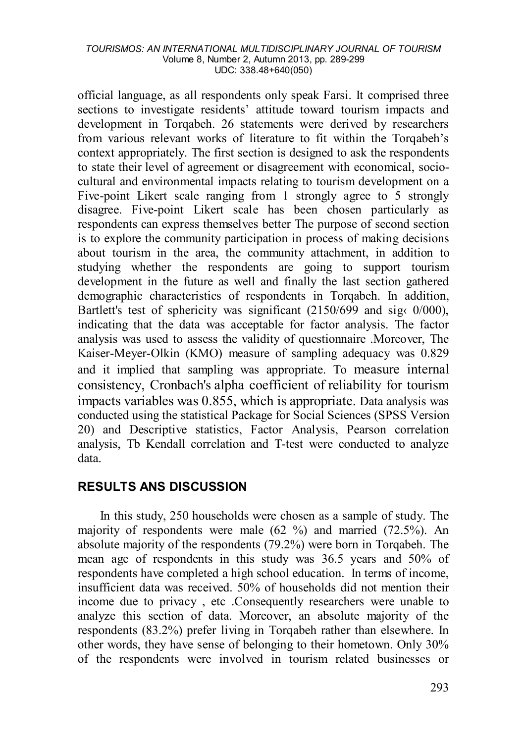official language, as all respondents only speak Farsi. It comprised three sections to investigate residents' attitude toward tourism impacts and development in Torqabeh. 26 statements were derived by researchers from various relevant works of literature to fit within the Torqabeh's context appropriately. The first section is designed to ask the respondents to state their level of agreement or disagreement with economical, socio-cultural and environmental impacts relating to tourism development on a Five-point Likert scale ranging from 1 strongly agree to 5 strongly disagree. Five-point Likert scale has been chosen particularly as respondents can express themselves better The purpose of second section is to explore the community participation in process of making decisions about tourism in the area, the community attachment, in addition to studying whether the respondents are going to support tourism development in the future as well and finally the last section gathered demographic characteristics of respondents in Torqabeh. In addition, Bartlett's test of sphericity was significant (2150/699 and sig‹ 0/000), indicating that the data was acceptable for factor analysis. The factor analysis was used to assess the validity of questionnaire .Moreover, The Kaiser-Meyer-Olkin (KMO) measure of sampling adequacy was 0.829 and it implied that sampling was appropriate. To measure internal consistency, Cronbach's alpha coefficient of reliability for tourism impacts variables was 0.855, which is appropriate. Data analysis was conducted using the statistical Package for Social Sciences (SPSS Version 20) and Descriptive statistics, Factor Analysis, Pearson correlation analysis, Tb Kendall correlation and T-test were conducted to analyze data.

## RESULTS ANS DISCUSSION

In this study, 250 households were chosen as a sample of study. The majority of respondents were male (62 %) and married (72.5%). An absolute majority of the respondents (79.2%) were born in Torqabeh. The mean age of respondents in this study was 36.5 years and 50% of respondents have completed a high school education. In terms of income, insufficient data was received. 50% of households did not mention their income due to privacy , etc .Consequently researchers were unable to analyze this section of data. Moreover, an absolute majority of the respondents (83.2%) prefer living in Torqabeh rather than elsewhere. In other words, they have sense of belonging to their hometown. Only 30% of the respondents were involved in tourism related businesses or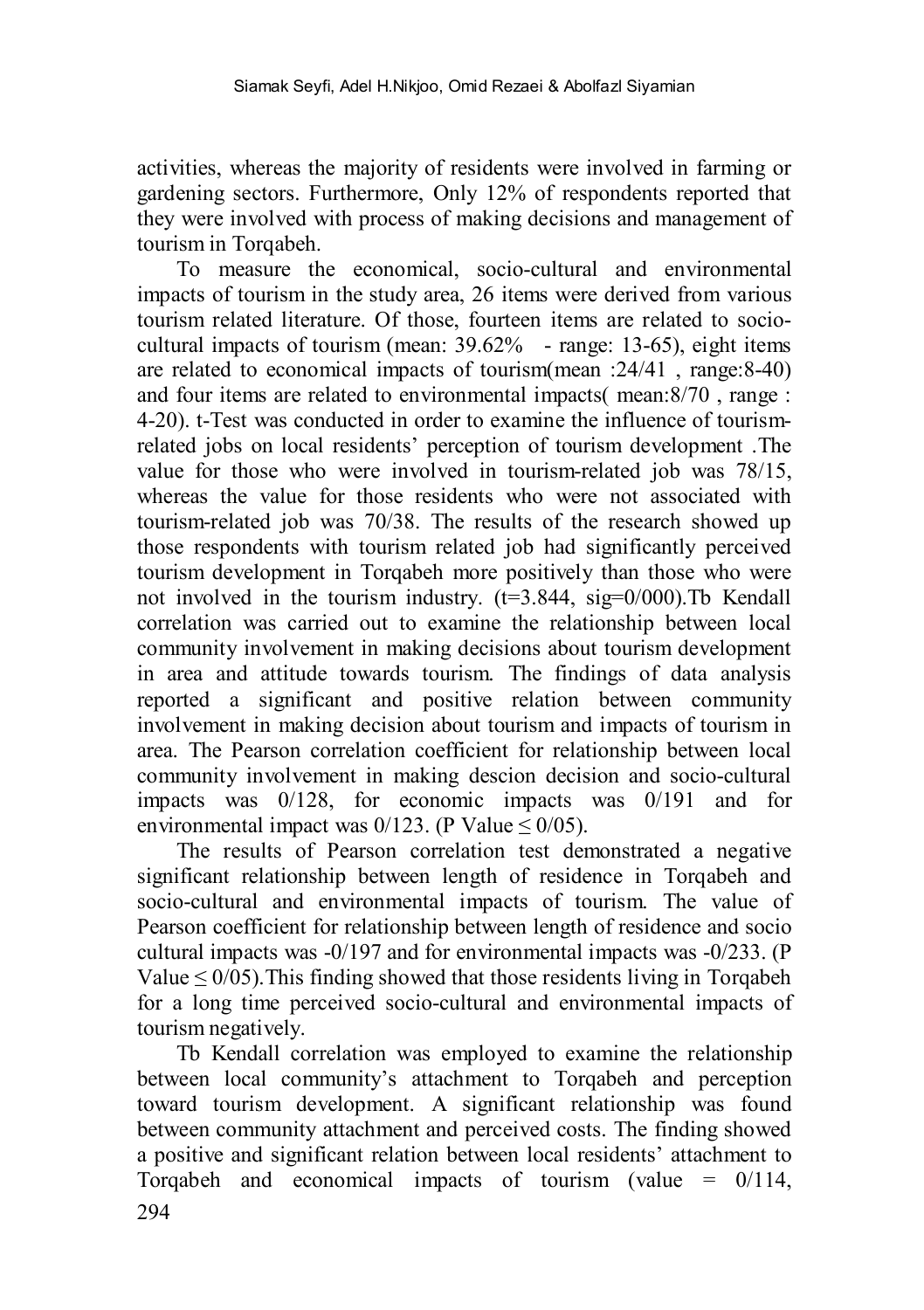activities, whereas the majority of residents were involved in farming or gardening sectors. Furthermore, Only 12% of respondents reported that they were involved with process of making decisions and management of tourism in Torqabeh.

To measure the economical, socio-cultural and environmental impacts of tourism in the study area, 26 items were derived from various tourism related literature. Of those, fourteen items are related to socio-cultural impacts of tourism (mean: 39.62% - range: 13-65), eight items are related to economical impacts of tourism(mean :24/41 , range:8-40) and four items are related to environmental impacts( mean:8/70 , range : 4-20). t-Test was conducted in order to examine the influence of tourism-related jobs on local residents' perception of tourism development .The value for those who were involved in tourism-related job was 78/15, whereas the value for those residents who were not associated with tourism-related job was 70/38. The results of the research showed up those respondents with tourism related job had significantly perceived tourism development in Torqabeh more positively than those who were not involved in the tourism industry. (t=3.844, sig=0/000).Tb Kendall correlation was carried out to examine the relationship between local community involvement in making decisions about tourism development in area and attitude towards tourism. The findings of data analysis reported a significant and positive relation between community involvement in making decision about tourism and impacts of tourism in area. The Pearson correlation coefficient for relationship between local community involvement in making descion decision and socio-cultural impacts was 0/128, for economic impacts was 0/191 and for environmental impact was 0/123. (P Value ≤ 0/05).

The results of Pearson correlation test demonstrated a negative significant relationship between length of residence in Torqabeh and socio-cultural and environmental impacts of tourism. The value of Pearson coefficient for relationship between length of residence and socio cultural impacts was -0/197 and for environmental impacts was -0/233. (P Value ≤ 0/05).This finding showed that those residents living in Torqabeh for a long time perceived socio-cultural and environmental impacts of tourism negatively.

Tb Kendall correlation was employed to examine the relationship between local community's attachment to Torqabeh and perception toward tourism development. A significant relationship was found between community attachment and perceived costs. The finding showed a positive and significant relation between local residents' attachment to Torqabeh and economical impacts of tourism (value = 0/114,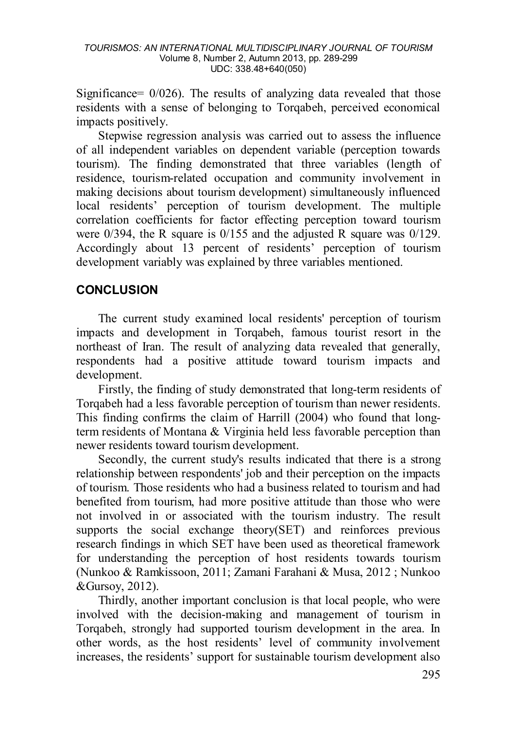Significance= 0/026). The results of analyzing data revealed that those residents with a sense of belonging to Torqabeh, perceived economical impacts positively.

Stepwise regression analysis was carried out to assess the influence of all independent variables on dependent variable (perception towards tourism). The finding demonstrated that three variables (length of residence, tourism-related occupation and community involvement in making decisions about tourism development) simultaneously influenced local residents' perception of tourism development. The multiple correlation coefficients for factor effecting perception toward tourism were 0/394, the R square is 0/155 and the adjusted R square was 0/129. Accordingly about 13 percent of residents' perception of tourism development variably was explained by three variables mentioned.

## CONCLUSION

The current study examined local residents' perception of tourism impacts and development in Torqabeh, famous tourist resort in the northeast of Iran. The result of analyzing data revealed that generally, respondents had a positive attitude toward tourism impacts and development.

Firstly, the finding of study demonstrated that long-term residents of Torqabeh had a less favorable perception of tourism than newer residents. This finding confirms the claim of Harrill (2004) who found that long-term residents of Montana & Virginia held less favorable perception than newer residents toward tourism development.

Secondly, the current study's results indicated that there is a strong relationship between respondents' job and their perception on the impacts of tourism. Those residents who had a business related to tourism and had benefited from tourism, had more positive attitude than those who were not involved in or associated with the tourism industry. The result supports the social exchange theory(SET) and reinforces previous research findings in which SET have been used as theoretical framework for understanding the perception of host residents towards tourism (Nunkoo & Ramkissoon, 2011; Zamani Farahani & Musa, 2012 ; Nunkoo &Gursoy, 2012).

Thirdly, another important conclusion is that local people, who were involved with the decision-making and management of tourism in Torqabeh, strongly had supported tourism development in the area. In other words, as the host residents' level of community involvement increases, the residents' support for sustainable tourism development also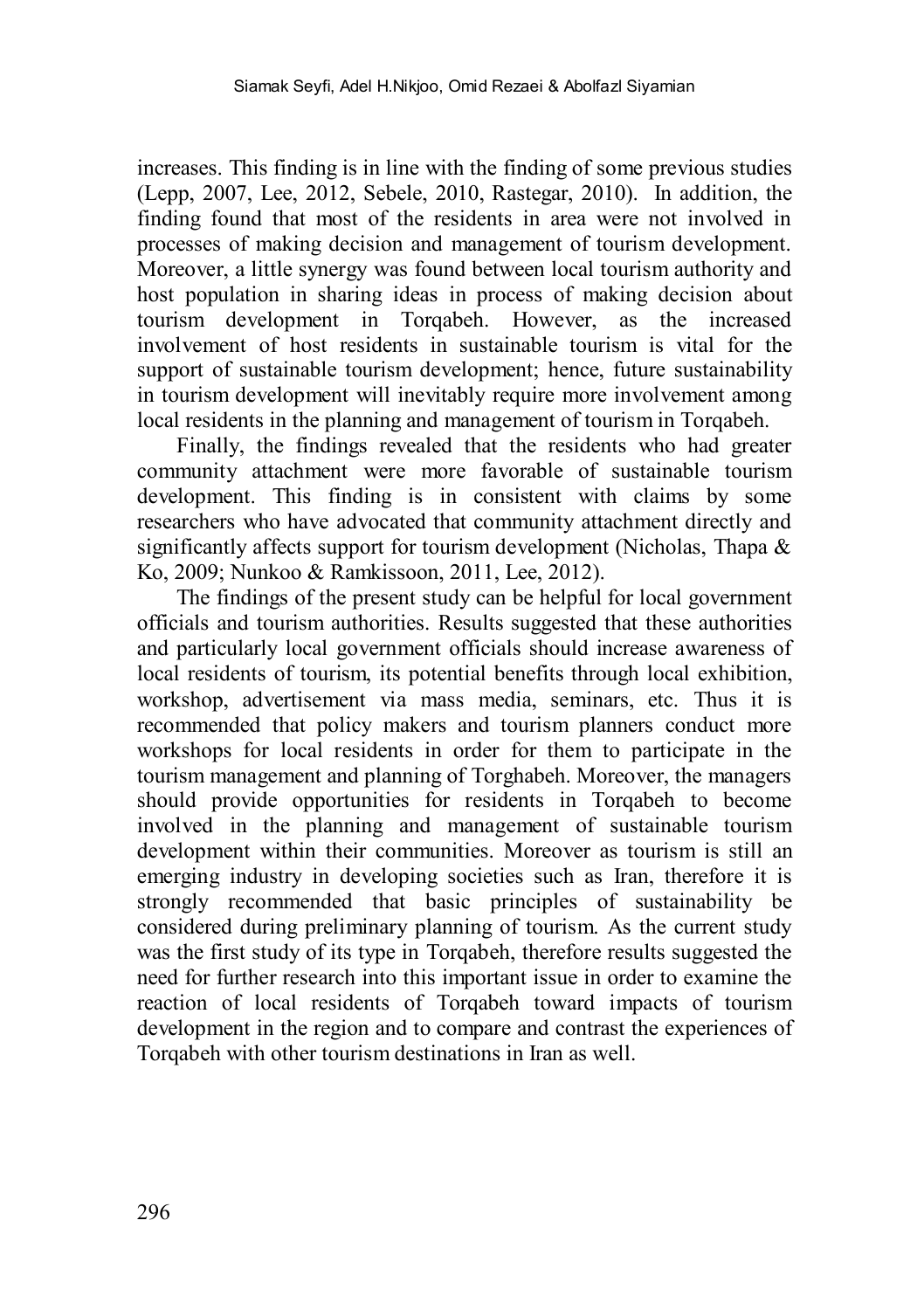increases. This finding is in line with the finding of some previous studies (Lepp, 2007, Lee, 2012, Sebele, 2010, Rastegar, 2010). In addition, the finding found that most of the residents in area were not involved in processes of making decision and management of tourism development. Moreover, a little synergy was found between local tourism authority and host population in sharing ideas in process of making decision about tourism development in Torqabeh. However, as the increased involvement of host residents in sustainable tourism is vital for the support of sustainable tourism development; hence, future sustainability in tourism development will inevitably require more involvement among local residents in the planning and management of tourism in Torqabeh.

Finally, the findings revealed that the residents who had greater community attachment were more favorable of sustainable tourism development. This finding is in consistent with claims by some researchers who have advocated that community attachment directly and significantly affects support for tourism development (Nicholas, Thapa & Ko, 2009; Nunkoo & Ramkissoon, 2011, Lee, 2012).

The findings of the present study can be helpful for local government officials and tourism authorities. Results suggested that these authorities and particularly local government officials should increase awareness of local residents of tourism, its potential benefits through local exhibition, workshop, advertisement via mass media, seminars, etc. Thus it is recommended that policy makers and tourism planners conduct more workshops for local residents in order for them to participate in the tourism management and planning of Torghabeh. Moreover, the managers should provide opportunities for residents in Torqabeh to become involved in the planning and management of sustainable tourism development within their communities. Moreover as tourism is still an emerging industry in developing societies such as Iran, therefore it is strongly recommended that basic principles of sustainability be considered during preliminary planning of tourism. As the current study was the first study of its type in Torqabeh, therefore results suggested the need for further research into this important issue in order to examine the reaction of local residents of Torqabeh toward impacts of tourism development in the region and to compare and contrast the experiences of Torqabeh with other tourism destinations in Iran as well.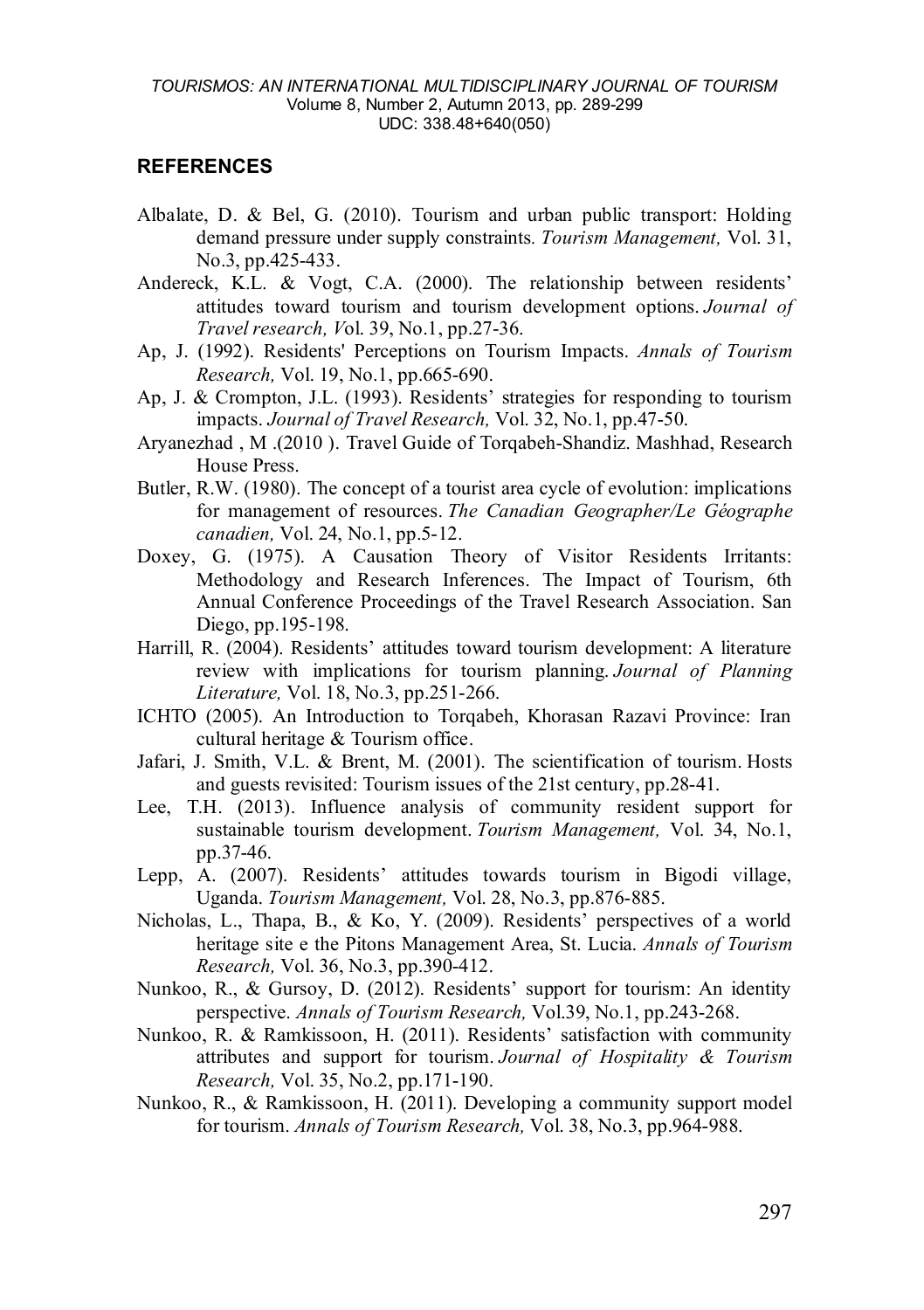## REFERENCES

Albalate, D. & Bel, G. (2010). Tourism and urban public transport: Holding demand pressure under supply constraints. *Tourism Management,* Vol. 31, No.3, pp.425-433.

Andereck, K.L. & Vogt, C.A. (2000). The relationship between residents' attitudes toward tourism and tourism development options. *Journal of Travel research, V*ol. 39, No.1, pp.27-36.

Ap, J. (1992). Residents' Perceptions on Tourism Impacts. *Annals of Tourism Research,* Vol. 19, No.1, pp.665-690.

Ap, J. & Crompton, J.L. (1993). Residents' strategies for responding to tourism impacts. *Journal of Travel Research,* Vol. 32, No.1, pp.47-50.

Aryanezhad , M .(2010 ). Travel Guide of Torqabeh-Shandiz. Mashhad, Research House Press.

Butler, R.W. (1980). The concept of a tourist area cycle of evolution: implications for management of resources. *The Canadian Geographer/Le Géographe canadien,* Vol. 24, No.1, pp.5-12.

Doxey, G. (1975). A Causation Theory of Visitor Residents Irritants: Methodology and Research Inferences. The Impact of Tourism, 6th Annual Conference Proceedings of the Travel Research Association. San Diego, pp.195-198.

Harrill, R. (2004). Residents' attitudes toward tourism development: A literature review with implications for tourism planning. *Journal of Planning Literature,* Vol. 18, No.3, pp.251-266.

ICHTO (2005). An Introduction to Torqabeh, Khorasan Razavi Province: Iran cultural heritage & Tourism office.

Jafari, J. Smith, V.L. & Brent, M. (2001). The scientification of tourism. Hosts and guests revisited: Tourism issues of the 21st century, pp.28-41.

Lee, T.H. (2013). Influence analysis of community resident support for sustainable tourism development. *Tourism Management,* Vol. 34, No.1, pp.37-46.

Lepp, A. (2007). Residents' attitudes towards tourism in Bigodi village, Uganda. *Tourism Management,* Vol. 28, No.3, pp.876-885.

Nicholas, L., Thapa, B., & Ko, Y. (2009). Residents' perspectives of a world heritage site e the Pitons Management Area, St. Lucia. *Annals of Tourism Research,* Vol. 36, No.3, pp.390-412.

Nunkoo, R., & Gursoy, D. (2012). Residents' support for tourism: An identity perspective. *Annals of Tourism Research,* Vol.39, No.1, pp.243-268.

Nunkoo, R. & Ramkissoon, H. (2011). Residents' satisfaction with community attributes and support for tourism. *Journal of Hospitality & Tourism Research,* Vol. 35, No.2, pp.171-190.

Nunkoo, R., & Ramkissoon, H. (2011). Developing a community support model for tourism. *Annals of Tourism Research,* Vol. 38, No.3, pp.964-988.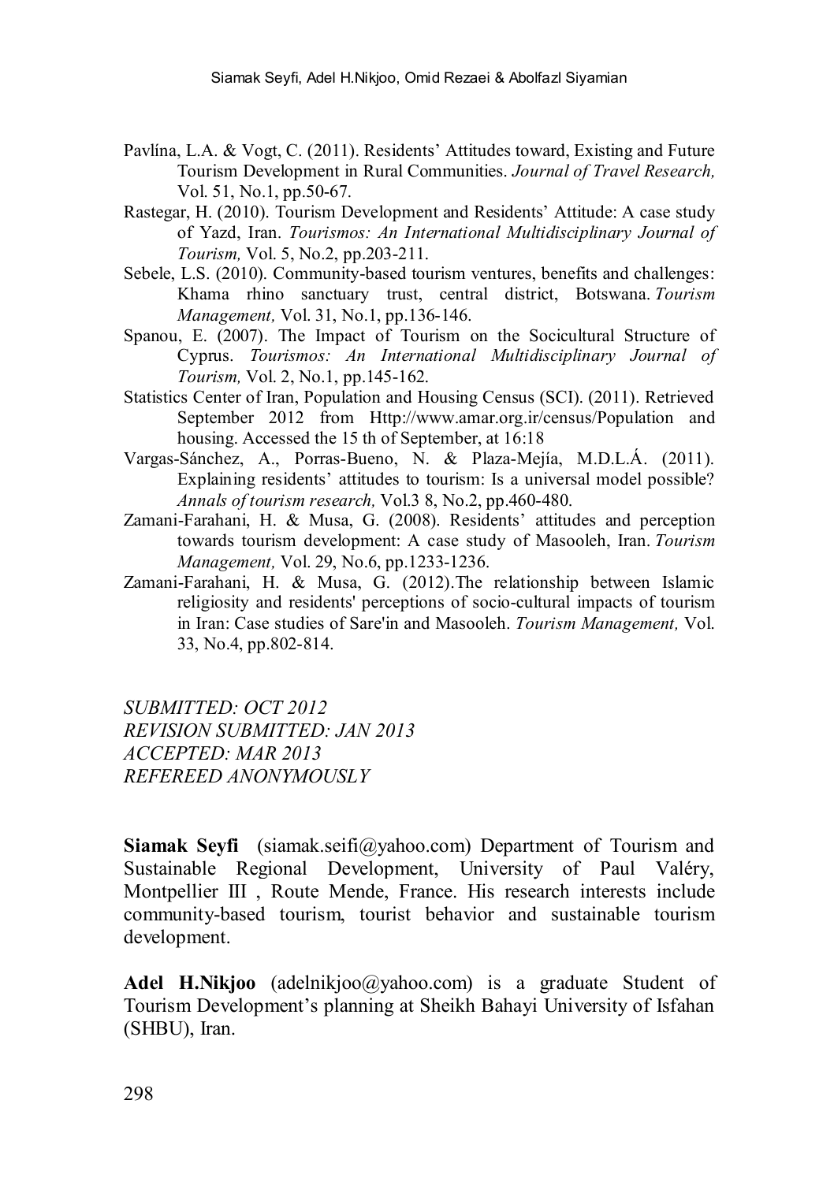Pavlína, L.A. & Vogt, C. (2011). Residents' Attitudes toward, Existing and Future Tourism Development in Rural Communities. *Journal of Travel Research,* Vol. 51, No.1, pp.50-67.

Rastegar, H. (2010). Tourism Development and Residents' Attitude: A case study of Yazd, Iran. *Tourismos: An International Multidisciplinary Journal of Tourism,* Vol. 5, No.2, pp.203-211.

Sebele, L.S. (2010). Community-based tourism ventures, benefits and challenges: Khama rhino sanctuary trust, central district, Botswana. *Tourism Management,* Vol. 31, No.1, pp.136-146.

Spanou, E. (2007). The Impact of Tourism on the Socicultural Structure of Cyprus. *Tourismos: An International Multidisciplinary Journal of Tourism,* Vol. 2, No.1, pp.145-162.

Statistics Center of Iran, Population and Housing Census (SCI). (2011). Retrieved September 2012 from Http://www.amar.org.ir/census/Population and housing. Accessed the 15 th of September, at 16:18

Vargas-Sánchez, A., Porras-Bueno, N. & Plaza-Mejía, M.D.L.Á. (2011). Explaining residents' attitudes to tourism: Is a universal model possible? *Annals of tourism research,* Vol.3 8, No.2, pp.460-480.

Zamani-Farahani, H. & Musa, G. (2008). Residents' attitudes and perception towards tourism development: A case study of Masooleh, Iran. *Tourism Management,* Vol. 29, No.6, pp.1233-1236.

Zamani-Farahani, H. & Musa, G. (2012).The relationship between Islamic religiosity and residents' perceptions of socio-cultural impacts of tourism in Iran: Case studies of Sare'in and Masooleh. *Tourism Management,* Vol. 33, No.4, pp.802-814.

*SUBMITTED: OCT 2012*
*REVISION SUBMITTED: JAN 2013*
*ACCEPTED: MAR 2013*
*REFEREED ANONYMOUSLY*

**Siamak Seyfi** (siamak.seifi@yahoo.com) Department of Tourism and Sustainable Regional Development, University of Paul Valéry, Montpellier III , Route Mende, France. His research interests include community-based tourism, tourist behavior and sustainable tourism development.

**Adel H.Nikjoo** (adelnikjoo@yahoo.com) is a graduate Student of Tourism Development's planning at Sheikh Bahayi University of Isfahan (SHBU), Iran.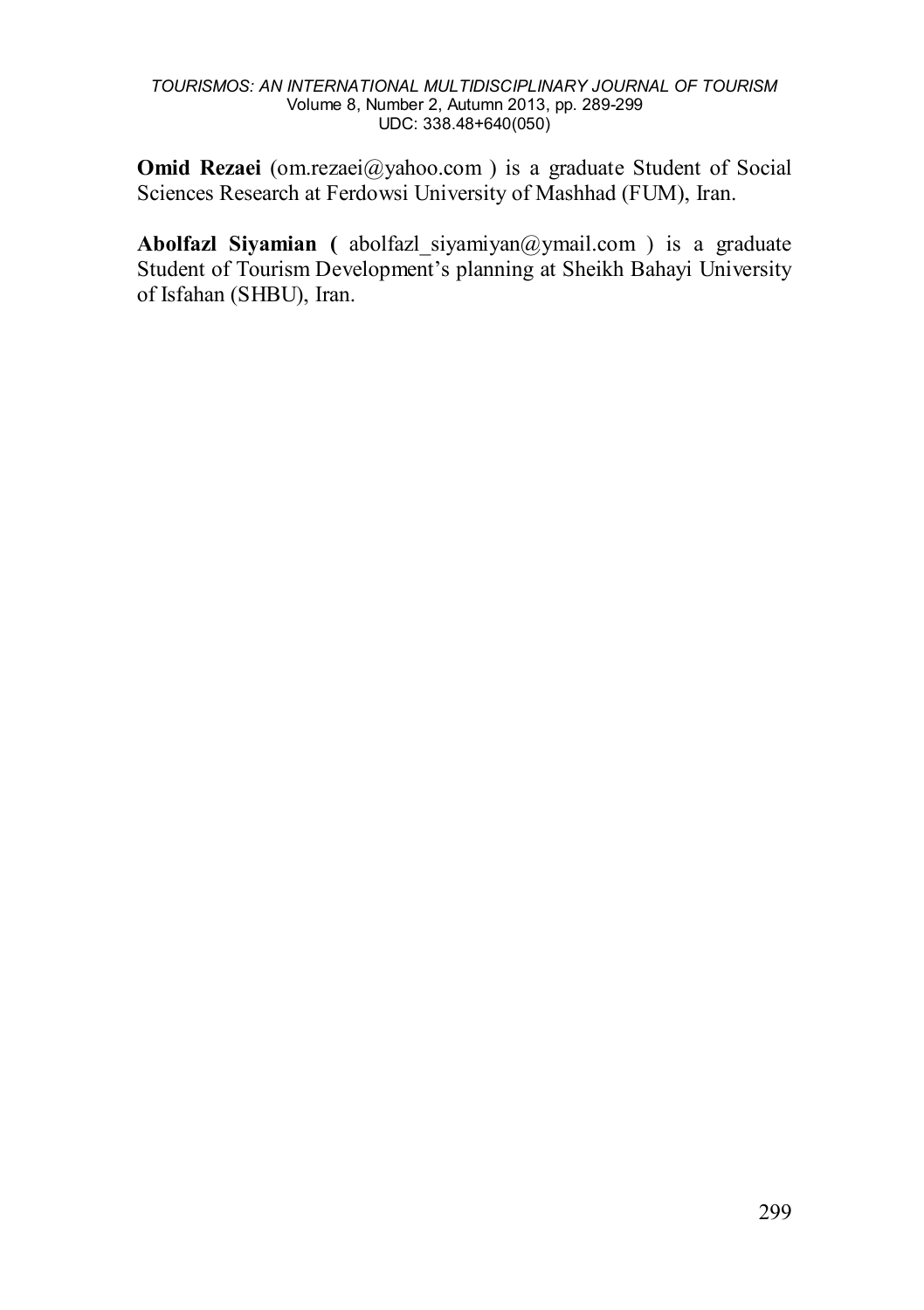**Omid Rezaei** (om.rezaei@yahoo.com ) is a graduate Student of Social Sciences Research at Ferdowsi University of Mashhad (FUM), Iran.

**Abolfazl Siyamian (** abolfazl_siyamiyan@ymail.com ) is a graduate Student of Tourism Development's planning at Sheikh Bahayi University of Isfahan (SHBU), Iran.